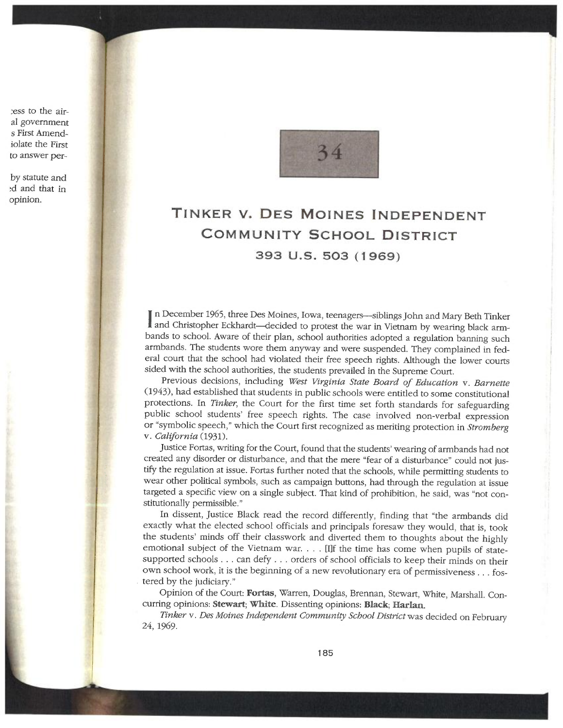# 34

# Tinker v. Des Moines Independent Community School District

## 393 U.S. 503 (1969)

In December 1965, three Des Moines, Iowa, teenagers—siblings John and Mary Beth Tinker and Christopher Eckhardt—decided to protest the war in Vietnam by wearing black armbands to school. Aware of their plan, school authorities adopted a regulation banning such armbands. The students wore them anyway and were suspended. They complained in federal court that the school had violated their free speech rights. Although the lower courts sided with the school authorities, the students prevailed in the Supreme Court.

Previous decisions, including *West Virginia State Board of Education* v. *Barnette* (1943), had established that students in public schools were entitled to some constitutional protections. In *Tinker*, the Court for the first time set forth standards for safeguarding public school students' free speech rights. The case involved non-verbal expression or "symbolic speech," which the Court first recognized as meriting protection in *Stromberg* v. *California* (1931).

Justice Fortas, writing for the Court, found that the students' wearing of armbands had not created any disorder or disturbance, and that the mere "fear of a disturbance" could not justify the regulation at issue. Fortas further noted that the schools, while permitting students to wear other political symbols, such as campaign buttons, had through the regulation at issue targeted a specific view on a single subject. That kind of prohibition, he said, was "not constitutionally permissible."

In dissent, Justice Black read the record differently, finding that "the armbands did exactly what the elected school officials and principals foresaw they would, that is, took the students' minds off their classwork and diverted them to thoughts about the highly emotional subject of the Vietnam war. . . . [I]f the time has come when pupils of state-supported schools . . . can defy . . . orders of school officials to keep their minds on their own school work, it is the beginning of a new revolutionary era of permissiveness . . . fostered by the judiciary."

Opinion of the Court: **Fortas**, Warren, Douglas, Brennan, Stewart, White, Marshall. Concurring opinions: **Stewart**; **White**. Dissenting opinions: **Black**; **Harlan**.

*Tinker* v. *Des Moines Independent Community School District* was decided on February 24, 1969.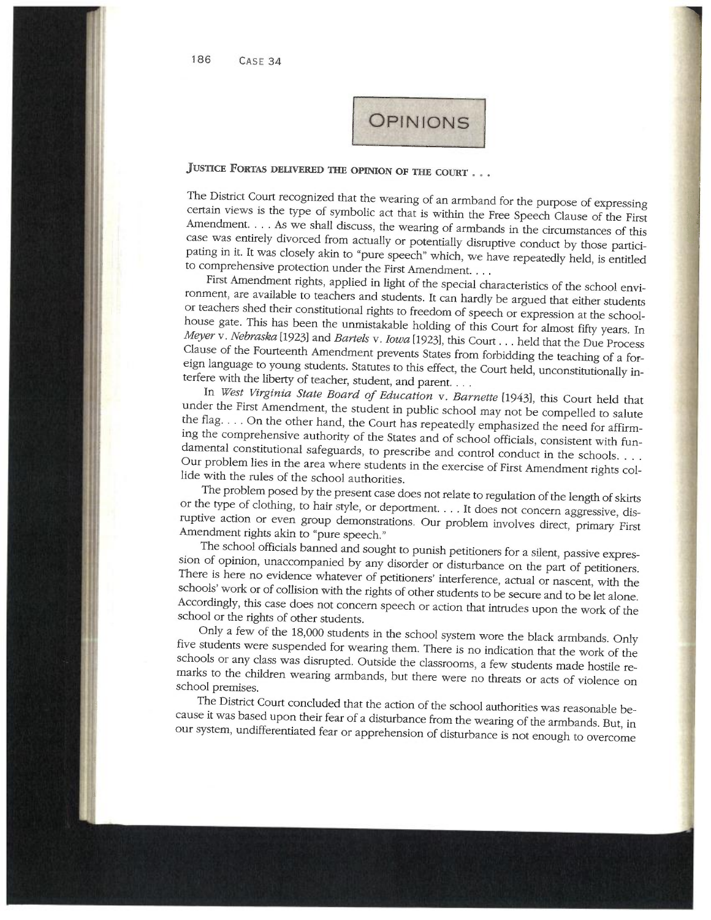## OPINIONS

**JUSTICE FORTAS DELIVERED THE OPINION OF THE COURT . . .**

The District Court recognized that the wearing of an armband for the purpose of expressing certain views is the type of symbolic act that is within the Free Speech Clause of the First Amendment. . . . As we shall discuss, the wearing of armbands in the circumstances of this case was entirely divorced from actually or potentially disruptive conduct by those participating in it. It was closely akin to "pure speech" which, we have repeatedly held, is entitled to comprehensive protection under the First Amendment. . . .

First Amendment rights, applied in light of the special characteristics of the school environment, are available to teachers and students. It can hardly be argued that either students or teachers shed their constitutional rights to freedom of speech or expression at the schoolhouse gate. This has been the unmistakable holding of this Court for almost fifty years. In *Meyer* v. *Nebraska* [1923] and *Bartels* v. *Iowa* [1923], this Court . . . held that the Due Process Clause of the Fourteenth Amendment prevents States from forbidding the teaching of a foreign language to young students. Statutes to this effect, the Court held, unconstitutionally interfere with the liberty of teacher, student, and parent. . . .

In *West Virginia State Board of Education* v. *Barnette* [1943], this Court held that under the First Amendment, the student in public school may not be compelled to salute the flag. . . . On the other hand, the Court has repeatedly emphasized the need for affirming the comprehensive authority of the States and of school officials, consistent with fundamental constitutional safeguards, to prescribe and control conduct in the schools. . . . Our problem lies in the area where students in the exercise of First Amendment rights collide with the rules of the school authorities.

The problem posed by the present case does not relate to regulation of the length of skirts or the type of clothing, to hair style, or deportment. . . . It does not concern aggressive, disruptive action or even group demonstrations. Our problem involves direct, primary First Amendment rights akin to "pure speech."

The school officials banned and sought to punish petitioners for a silent, passive expression of opinion, unaccompanied by any disorder or disturbance on the part of petitioners. There is here no evidence whatever of petitioners' interference, actual or nascent, with the schools' work or of collision with the rights of other students to be secure and to be let alone. Accordingly, this case does not concern speech or action that intrudes upon the work of the school or the rights of other students.

Only a few of the 18,000 students in the school system wore the black armbands. Only five students were suspended for wearing them. There is no indication that the work of the schools or any class was disrupted. Outside the classrooms, a few students made hostile remarks to the children wearing armbands, but there were no threats or acts of violence on school premises.

The District Court concluded that the action of the school authorities was reasonable because it was based upon their fear of a disturbance from the wearing of the armbands. But, in our system, undifferentiated fear or apprehension of disturbance is not enough to overcome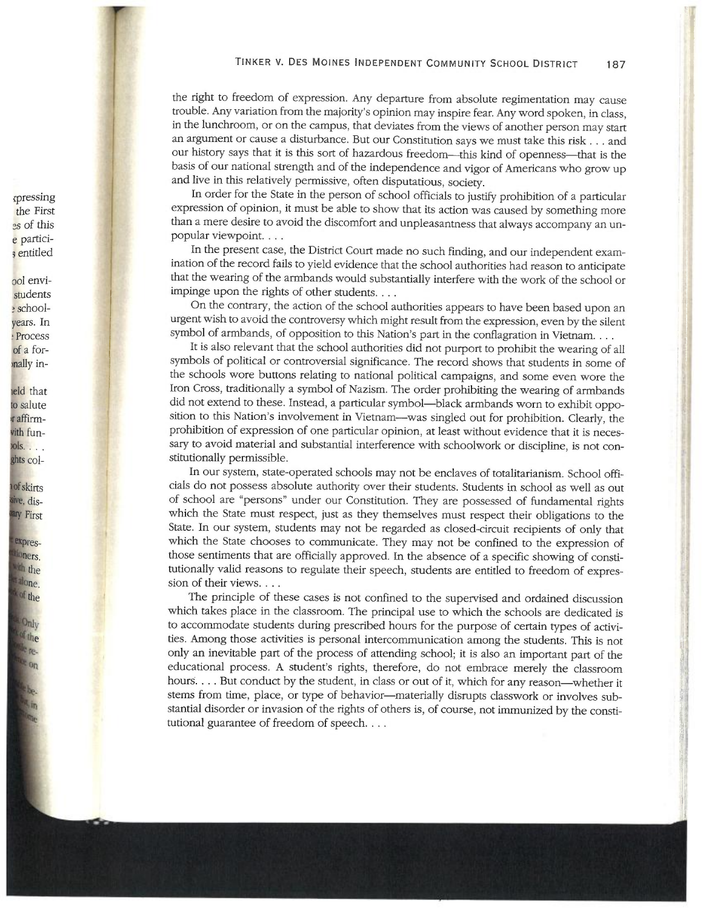the right to freedom of expression. Any departure from absolute regimentation may cause trouble. Any variation from the majority's opinion may inspire fear. Any word spoken, in class, in the lunchroom, or on the campus, that deviates from the views of another person may start an argument or cause a disturbance. But our Constitution says we must take this risk . . . and our history says that it is this sort of hazardous freedom—this kind of openness—that is the basis of our national strength and of the independence and vigor of Americans who grow up and live in this relatively permissive, often disputatious, society.

In order for the State in the person of school officials to justify prohibition of a particular expression of opinion, it must be able to show that its action was caused by something more than a mere desire to avoid the discomfort and unpleasantness that always accompany an unpopular viewpoint. . . .

In the present case, the District Court made no such finding, and our independent examination of the record fails to yield evidence that the school authorities had reason to anticipate that the wearing of the armbands would substantially interfere with the work of the school or impinge upon the rights of other students. . . .

On the contrary, the action of the school authorities appears to have been based upon an urgent wish to avoid the controversy which might result from the expression, even by the silent symbol of armbands, of opposition to this Nation's part in the conflagration in Vietnam. . . .

It is also relevant that the school authorities did not purport to prohibit the wearing of all symbols of political or controversial significance. The record shows that students in some of the schools wore buttons relating to national political campaigns, and some even wore the Iron Cross, traditionally a symbol of Nazism. The order prohibiting the wearing of armbands did not extend to these. Instead, a particular symbol—black armbands worn to exhibit opposition to this Nation's involvement in Vietnam—was singled out for prohibition. Clearly, the prohibition of expression of one particular opinion, at least without evidence that it is necessary to avoid material and substantial interference with schoolwork or discipline, is not constitutionally permissible.

In our system, state-operated schools may not be enclaves of totalitarianism. School officials do not possess absolute authority over their students. Students in school as well as out of school are "persons" under our Constitution. They are possessed of fundamental rights which the State must respect, just as they themselves must respect their obligations to the State. In our system, students may not be regarded as closed-circuit recipients of only that which the State chooses to communicate. They may not be confined to the expression of those sentiments that are officially approved. In the absence of a specific showing of constitutionally valid reasons to regulate their speech, students are entitled to freedom of expression of their views. . . .

The principle of these cases is not confined to the supervised and ordained discussion which takes place in the classroom. The principal use to which the schools are dedicated is to accommodate students during prescribed hours for the purpose of certain types of activities. Among those activities is personal intercommunication among the students. This is not only an inevitable part of the process of attending school; it is also an important part of the educational process. A student's rights, therefore, do not embrace merely the classroom hours. . . . But conduct by the student, in class or out of it, which for any reason—whether it stems from time, place, or type of behavior—materially disrupts classwork or involves substantial disorder or invasion of the rights of others is, of course, not immunized by the constitutional guarantee of freedom of speech. . . .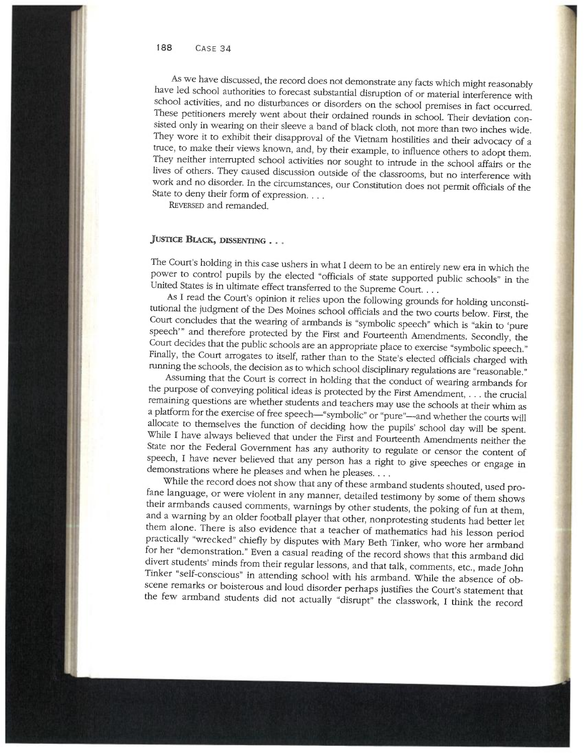As we have discussed, the record does not demonstrate any facts which might reasonably have led school authorities to forecast substantial disruption of or material interference with school activities, and no disturbances or disorders on the school premises in fact occurred. These petitioners merely went about their ordained rounds in school. Their deviation consisted only in wearing on their sleeve a band of black cloth, not more than two inches wide. They wore it to exhibit their disapproval of the Vietnam hostilities and their advocacy of a truce, to make their views known, and, by their example, to influence others to adopt them. They neither interrupted school activities nor sought to intrude in the school affairs or the lives of others. They caused discussion outside of the classrooms, but no interference with work and no disorder. In the circumstances, our Constitution does not permit officials of the State to deny their form of expression. . . .

REVERSED and remanded.

## JUSTICE BLACK, DISSENTING . . .

The Court's holding in this case ushers in what I deem to be an entirely new era in which the power to control pupils by the elected "officials of state supported public schools" in the United States is in ultimate effect transferred to the Supreme Court. . . .

As I read the Court's opinion it relies upon the following grounds for holding unconstitutional the judgment of the Des Moines school officials and the two courts below. First, the Court concludes that the wearing of armbands is "symbolic speech" which is "akin to 'pure speech'" and therefore protected by the First and Fourteenth Amendments. Secondly, the Court decides that the public schools are an appropriate place to exercise "symbolic speech." Finally, the Court arrogates to itself, rather than to the State's elected officials charged with running the schools, the decision as to which school disciplinary regulations are "reasonable."

Assuming that the Court is correct in holding that the conduct of wearing armbands for the purpose of conveying political ideas is protected by the First Amendment, . . . the crucial remaining questions are whether students and teachers may use the schools at their whim as a platform for the exercise of free speech—"symbolic" or "pure"—and whether the courts will allocate to themselves the function of deciding how the pupils' school day will be spent. While I have always believed that under the First and Fourteenth Amendments neither the State nor the Federal Government has any authority to regulate or censor the content of speech, I have never believed that any person has a right to give speeches or engage in demonstrations where he pleases and when he pleases. . . .

While the record does not show that any of these armband students shouted, used profane language, or were violent in any manner, detailed testimony by some of them shows their armbands caused comments, warnings by other students, the poking of fun at them, and a warning by an older football player that other, nonprotesting students had better let them alone. There is also evidence that a teacher of mathematics had his lesson period practically "wrecked" chiefly by disputes with Mary Beth Tinker, who wore her armband for her "demonstration." Even a casual reading of the record shows that this armband did divert students' minds from their regular lessons, and that talk, comments, etc., made John Tinker "self-conscious" in attending school with his armband. While the absence of obscene remarks or boisterous and loud disorder perhaps justifies the Court's statement that the few armband students did not actually "disrupt" the classwork, I think the record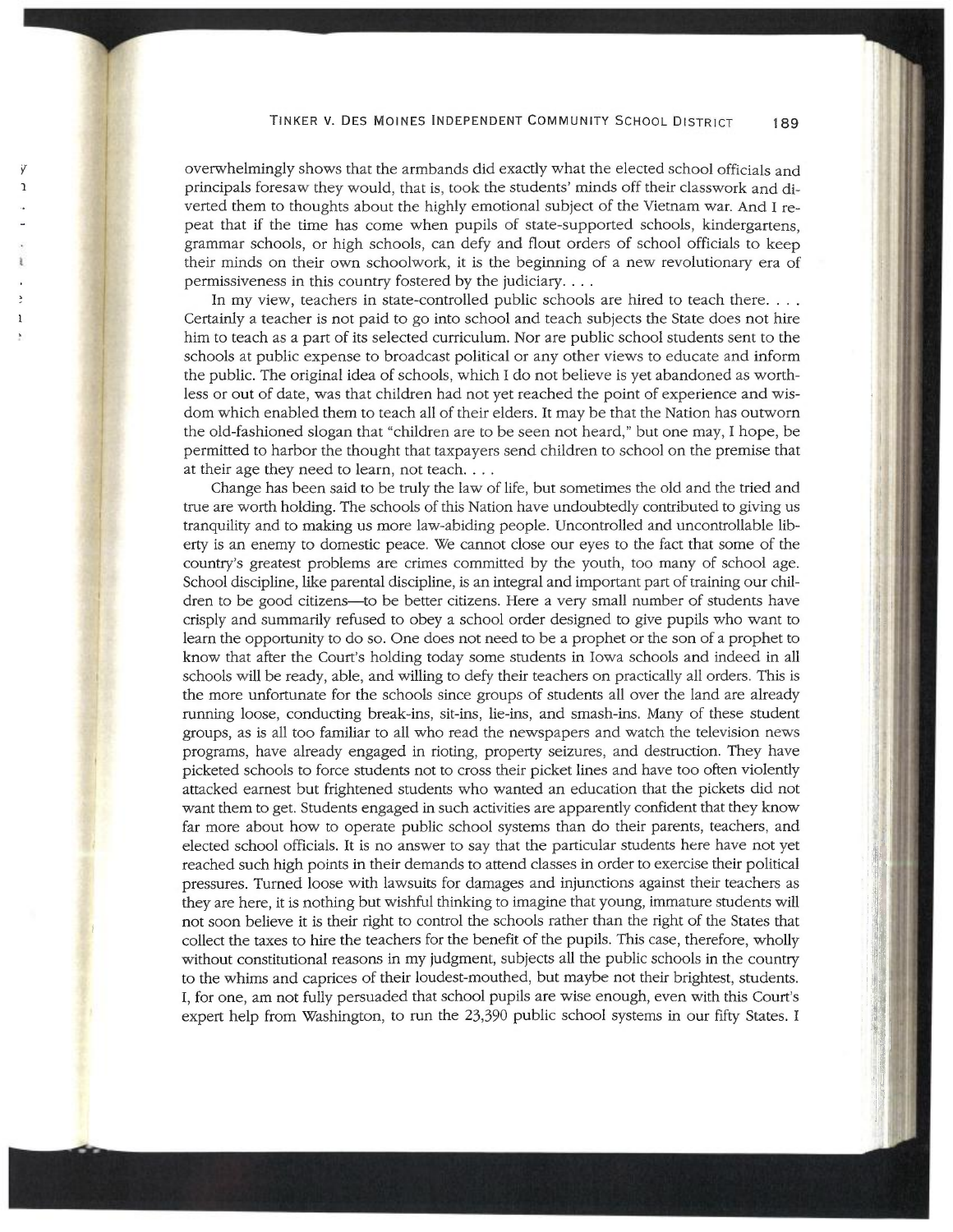overwhelmingly shows that the armbands did exactly what the elected school officials and principals foresaw they would, that is, took the students' minds off their classwork and diverted them to thoughts about the highly emotional subject of the Vietnam war. And I repeat that if the time has come when pupils of state-supported schools, kindergartens, grammar schools, or high schools, can defy and flout orders of school officials to keep their minds on their own schoolwork, it is the beginning of a new revolutionary era of permissiveness in this country fostered by the judiciary. . . .

In my view, teachers in state-controlled public schools are hired to teach there. . . . Certainly a teacher is not paid to go into school and teach subjects the State does not hire him to teach as a part of its selected curriculum. Nor are public school students sent to the schools at public expense to broadcast political or any other views to educate and inform the public. The original idea of schools, which I do not believe is yet abandoned as worthless or out of date, was that children had not yet reached the point of experience and wisdom which enabled them to teach all of their elders. It may be that the Nation has outworn the old-fashioned slogan that "children are to be seen not heard," but one may, I hope, be permitted to harbor the thought that taxpayers send children to school on the premise that at their age they need to learn, not teach. . . .

Change has been said to be truly the law of life, but sometimes the old and the tried and true are worth holding. The schools of this Nation have undoubtedly contributed to giving us tranquility and to making us more law-abiding people. Uncontrolled and uncontrollable liberty is an enemy to domestic peace. We cannot close our eyes to the fact that some of the country's greatest problems are crimes committed by the youth, too many of school age. School discipline, like parental discipline, is an integral and important part of training our children to be good citizens—to be better citizens. Here a very small number of students have crisply and summarily refused to obey a school order designed to give pupils who want to learn the opportunity to do so. One does not need to be a prophet or the son of a prophet to know that after the Court's holding today some students in Iowa schools and indeed in all schools will be ready, able, and willing to defy their teachers on practically all orders. This is the more unfortunate for the schools since groups of students all over the land are already running loose, conducting break-ins, sit-ins, lie-ins, and smash-ins. Many of these student groups, as is all too familiar to all who read the newspapers and watch the television news programs, have already engaged in rioting, property seizures, and destruction. They have picketed schools to force students not to cross their picket lines and have too often violently attacked earnest but frightened students who wanted an education that the pickets did not want them to get. Students engaged in such activities are apparently confident that they know far more about how to operate public school systems than do their parents, teachers, and elected school officials. It is no answer to say that the particular students here have not yet reached such high points in their demands to attend classes in order to exercise their political pressures. Turned loose with lawsuits for damages and injunctions against their teachers as they are here, it is nothing but wishful thinking to imagine that young, immature students will not soon believe it is their right to control the schools rather than the right of the States that collect the taxes to hire the teachers for the benefit of the pupils. This case, therefore, wholly without constitutional reasons in my judgment, subjects all the public schools in the country to the whims and caprices of their loudest-mouthed, but maybe not their brightest, students. I, for one, am not fully persuaded that school pupils are wise enough, even with this Court's expert help from Washington, to run the 23,390 public school systems in our fifty States. I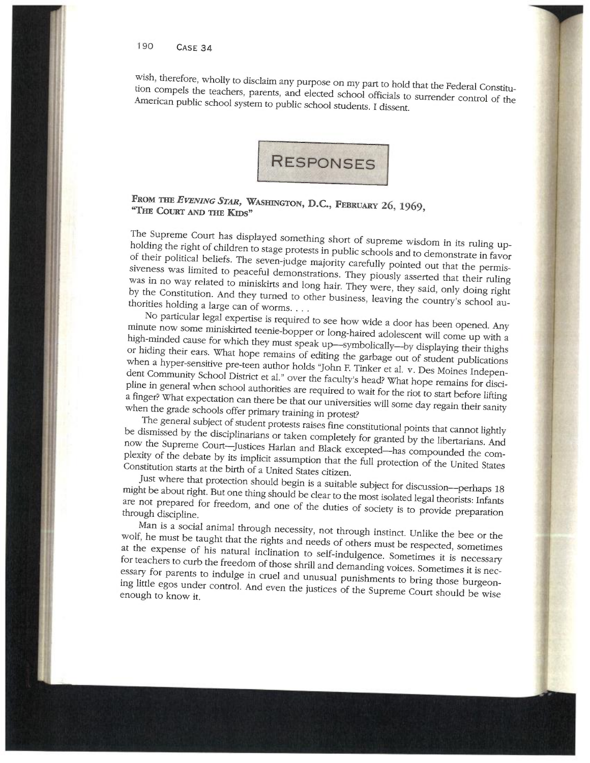wish, therefore, wholly to disclaim any purpose on my part to hold that the Federal Constitution compels the teachers, parents, and elected school officials to surrender control of the American public school system to public school students. I dissent.

## Responses

### From the *Evening Star,* Washington, D.C., February 26, 1969, "The Court and the Kids"

The Supreme Court has displayed something short of supreme wisdom in its ruling upholding the right of children to stage protests in public schools and to demonstrate in favor of their political beliefs. The seven-judge majority carefully pointed out that the permissiveness was limited to peaceful demonstrations. They piously asserted that their ruling was in no way related to miniskirts and long hair. They were, they said, only doing right by the Constitution. And they turned to other business, leaving the country's school authorities holding a large can of worms. . . .

No particular legal expertise is required to see how wide a door has been opened. Any minute now some miniskirted teenie-bopper or long-haired adolescent will come up with a high-minded cause for which they must speak up—symbolically—by displaying their thighs or hiding their ears. What hope remains of editing the garbage out of student publications when a hyper-sensitive pre-teen author holds "John F. Tinker et al. v. Des Moines Independent Community School District et al." over the faculty's head? What hope remains for discipline in general when school authorities are required to wait for the riot to start before lifting a finger? What expectation can there be that our universities will some day regain their sanity when the grade schools offer primary training in protest?

The general subject of student protests raises fine constitutional points that cannot lightly be dismissed by the disciplinarians or taken completely for granted by the libertarians. And now the Supreme Court—Justices Harlan and Black excepted—has compounded the complexity of the debate by its implicit assumption that the full protection of the United States Constitution starts at the birth of a United States citizen.

Just where that protection should begin is a suitable subject for discussion—perhaps 18 might be about right. But one thing should be clear to the most isolated legal theorists: Infants are not prepared for freedom, and one of the duties of society is to provide preparation through discipline.

Man is a social animal through necessity, not through instinct. Unlike the bee or the wolf, he must be taught that the rights and needs of others must be respected, sometimes at the expense of his natural inclination to self-indulgence. Sometimes it is necessary for teachers to curb the freedom of those shrill and demanding voices. Sometimes it is necessary for parents to indulge in cruel and unusual punishments to bring those burgeoning little egos under control. And even the justices of the Supreme Court should be wise enough to know it.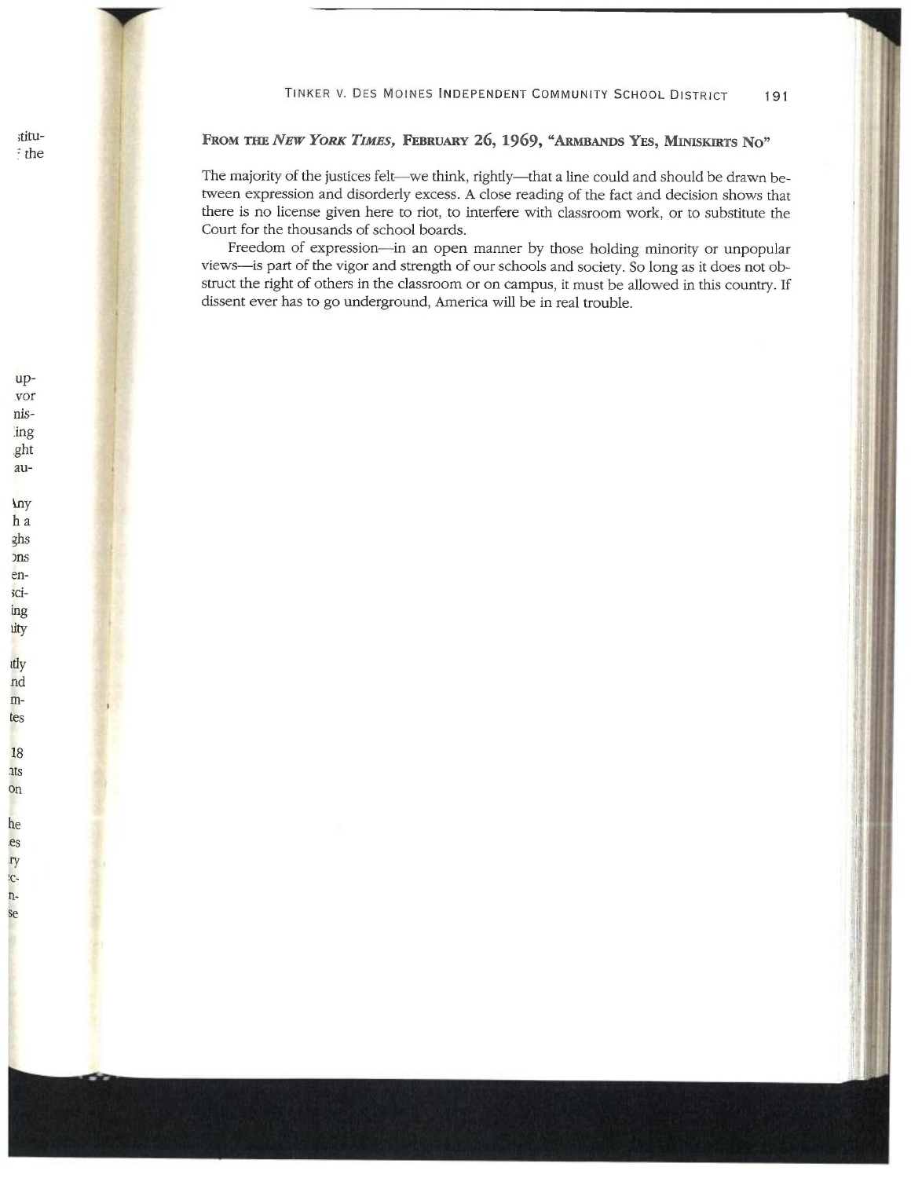### From the *New York Times*, February 26, 1969, "Armbands Yes, Miniskirts No"

The majority of the justices felt—we think, rightly—that a line could and should be drawn between expression and disorderly excess. A close reading of the fact and decision shows that there is no license given here to riot, to interfere with classroom work, or to substitute the Court for the thousands of school boards.

Freedom of expression—in an open manner by those holding minority or unpopular views—is part of the vigor and strength of our schools and society. So long as it does not obstruct the right of others in the classroom or on campus, it must be allowed in this country. If dissent ever has to go underground, America will be in real trouble.